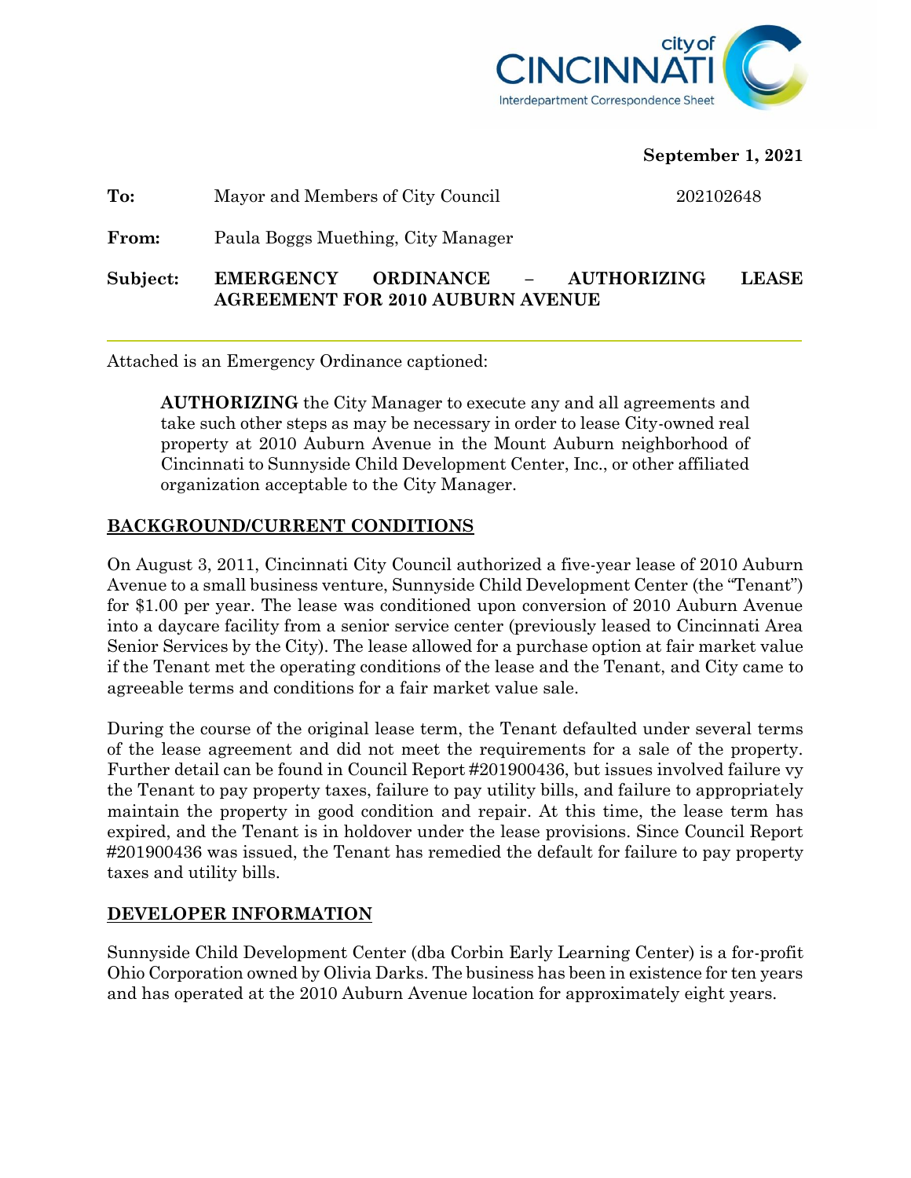city of CINCINNATI
Interdepartment Correspondence Sheet

**September 1, 2021**

**To:** Mayor and Members of City Council 202102648

**From:** Paula Boggs Muething, City Manager

**Subject:** **EMERGENCY ORDINANCE – AUTHORIZING LEASE AGREEMENT FOR 2010 AUBURN AVENUE**

---

Attached is an Emergency Ordinance captioned:

> **AUTHORIZING** the City Manager to execute any and all agreements and take such other steps as may be necessary in order to lease City-owned real property at 2010 Auburn Avenue in the Mount Auburn neighborhood of Cincinnati to Sunnyside Child Development Center, Inc., or other affiliated organization acceptable to the City Manager.

## BACKGROUND/CURRENT CONDITIONS

On August 3, 2011, Cincinnati City Council authorized a five-year lease of 2010 Auburn Avenue to a small business venture, Sunnyside Child Development Center (the "Tenant") for $1.00 per year. The lease was conditioned upon conversion of 2010 Auburn Avenue into a daycare facility from a senior service center (previously leased to Cincinnati Area Senior Services by the City). The lease allowed for a purchase option at fair market value if the Tenant met the operating conditions of the lease and the Tenant, and City came to agreeable terms and conditions for a fair market value sale.

During the course of the original lease term, the Tenant defaulted under several terms of the lease agreement and did not meet the requirements for a sale of the property. Further detail can be found in Council Report #201900436, but issues involved failure vy the Tenant to pay property taxes, failure to pay utility bills, and failure to appropriately maintain the property in good condition and repair. At this time, the lease term has expired, and the Tenant is in holdover under the lease provisions. Since Council Report #201900436 was issued, the Tenant has remedied the default for failure to pay property taxes and utility bills.

## DEVELOPER INFORMATION

Sunnyside Child Development Center (dba Corbin Early Learning Center) is a for-profit Ohio Corporation owned by Olivia Darks. The business has been in existence for ten years and has operated at the 2010 Auburn Avenue location for approximately eight years.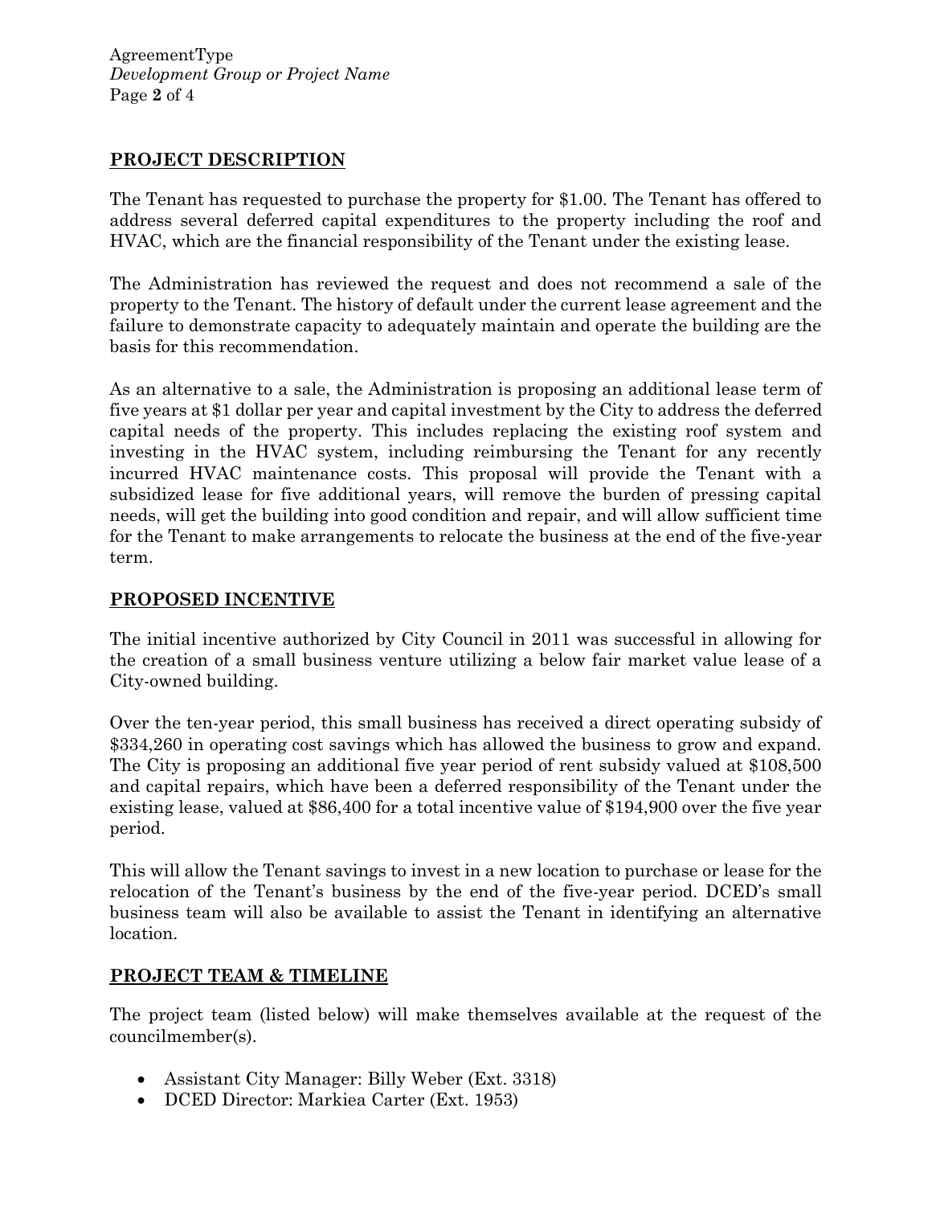## PROJECT DESCRIPTION

The Tenant has requested to purchase the property for $1.00. The Tenant has offered to address several deferred capital expenditures to the property including the roof and HVAC, which are the financial responsibility of the Tenant under the existing lease.

The Administration has reviewed the request and does not recommend a sale of the property to the Tenant. The history of default under the current lease agreement and the failure to demonstrate capacity to adequately maintain and operate the building are the basis for this recommendation.

As an alternative to a sale, the Administration is proposing an additional lease term of five years at $1 dollar per year and capital investment by the City to address the deferred capital needs of the property. This includes replacing the existing roof system and investing in the HVAC system, including reimbursing the Tenant for any recently incurred HVAC maintenance costs. This proposal will provide the Tenant with a subsidized lease for five additional years, will remove the burden of pressing capital needs, will get the building into good condition and repair, and will allow sufficient time for the Tenant to make arrangements to relocate the business at the end of the five-year term.

## PROPOSED INCENTIVE

The initial incentive authorized by City Council in 2011 was successful in allowing for the creation of a small business venture utilizing a below fair market value lease of a City-owned building.

Over the ten-year period, this small business has received a direct operating subsidy of $334,260 in operating cost savings which has allowed the business to grow and expand. The City is proposing an additional five year period of rent subsidy valued at $108,500 and capital repairs, which have been a deferred responsibility of the Tenant under the existing lease, valued at $86,400 for a total incentive value of $194,900 over the five year period.

This will allow the Tenant savings to invest in a new location to purchase or lease for the relocation of the Tenant's business by the end of the five-year period. DCED's small business team will also be available to assist the Tenant in identifying an alternative location.

## PROJECT TEAM & TIMELINE

The project team (listed below) will make themselves available at the request of the councilmember(s).

- Assistant City Manager: Billy Weber (Ext. 3318)
- DCED Director: Markiea Carter (Ext. 1953)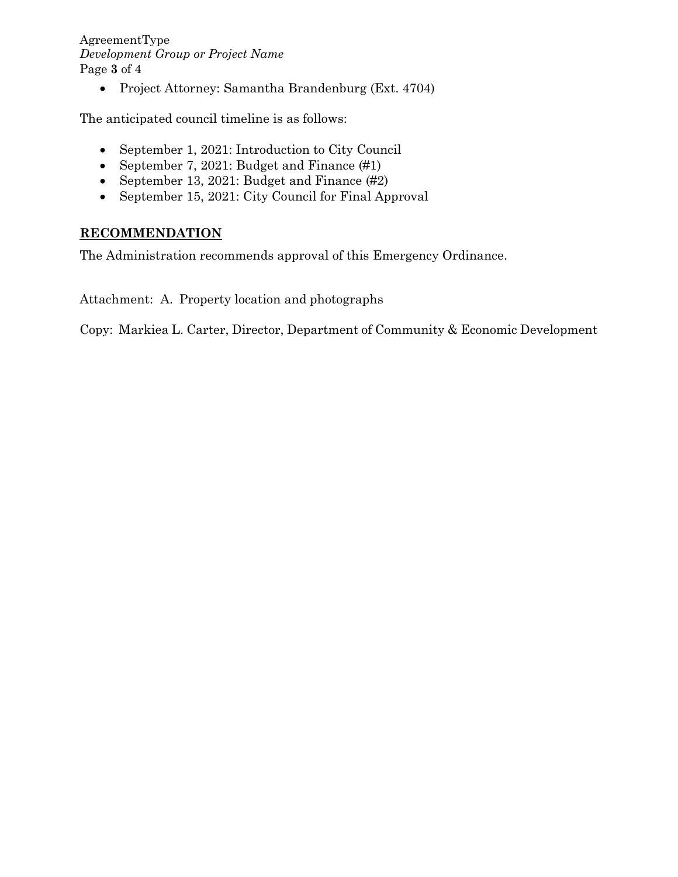- Project Attorney: Samantha Brandenburg (Ext. 4704)

The anticipated council timeline is as follows:

- September 1, 2021: Introduction to City Council
- September 7, 2021: Budget and Finance (#1)
- September 13, 2021: Budget and Finance (#2)
- September 15, 2021: City Council for Final Approval

## RECOMMENDATION

The Administration recommends approval of this Emergency Ordinance.

Attachment: A. Property location and photographs

Copy: Markiea L. Carter, Director, Department of Community & Economic Development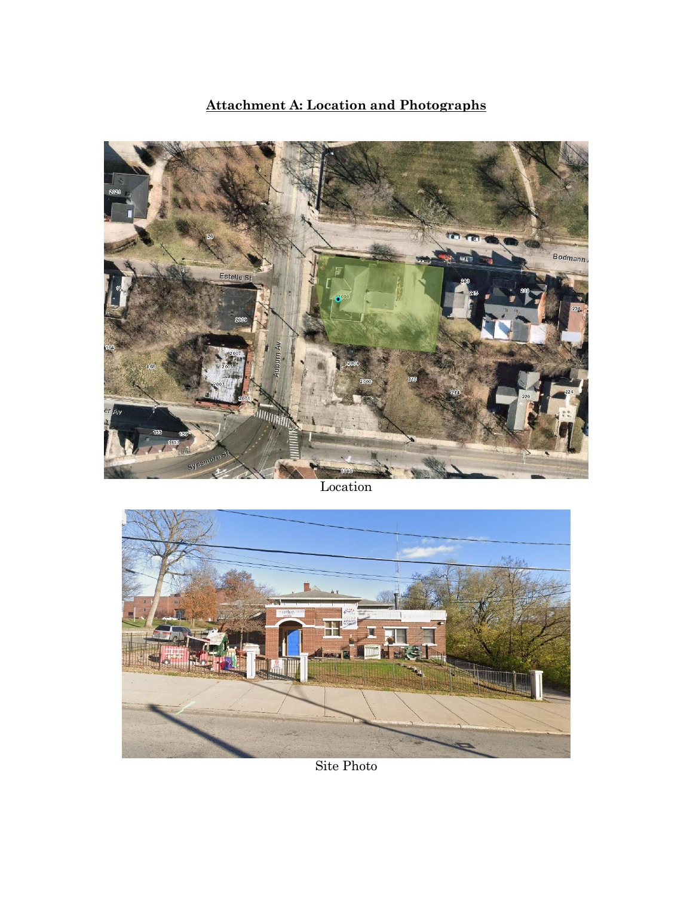# Attachment A: Location and Photographs

Location

Site Photo